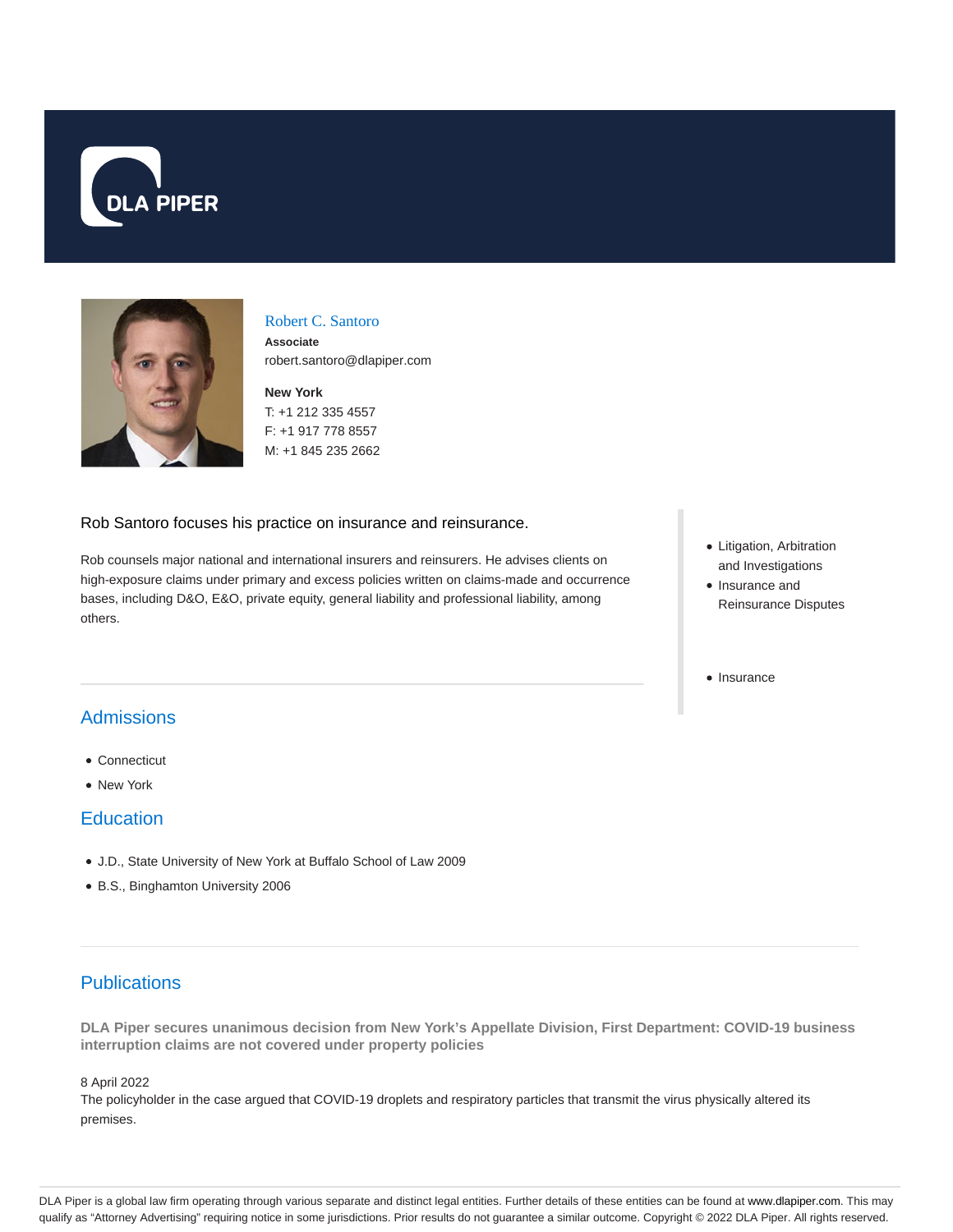DLA PIPER

# Robert C. Santoro

**Associate**

robert.santoro@dlapiper.com

**New York**

T: +1 212 335 4557

F: +1 917 778 8557

M: +1 845 235 2662

Rob Santoro focuses his practice on insurance and reinsurance.

Rob counsels major national and international insurers and reinsurers. He advises clients on high-exposure claims under primary and excess policies written on claims-made and occurrence bases, including D&O, E&O, private equity, general liability and professional liability, among others.

- Litigation, Arbitration and Investigations
- Insurance and Reinsurance Disputes

- Insurance

## Admissions

- Connecticut
- New York

## Education

- J.D., State University of New York at Buffalo School of Law 2009
- B.S., Binghamton University 2006

## Publications

**DLA Piper secures unanimous decision from New York's Appellate Division, First Department: COVID-19 business interruption claims are not covered under property policies**

8 April 2022

The policyholder in the case argued that COVID-19 droplets and respiratory particles that transmit the virus physically altered its premises.

DLA Piper is a global law firm operating through various separate and distinct legal entities. Further details of these entities can be found at www.dlapiper.com. This may qualify as "Attorney Advertising" requiring notice in some jurisdictions. Prior results do not guarantee a similar outcome. Copyright © 2022 DLA Piper. All rights reserved.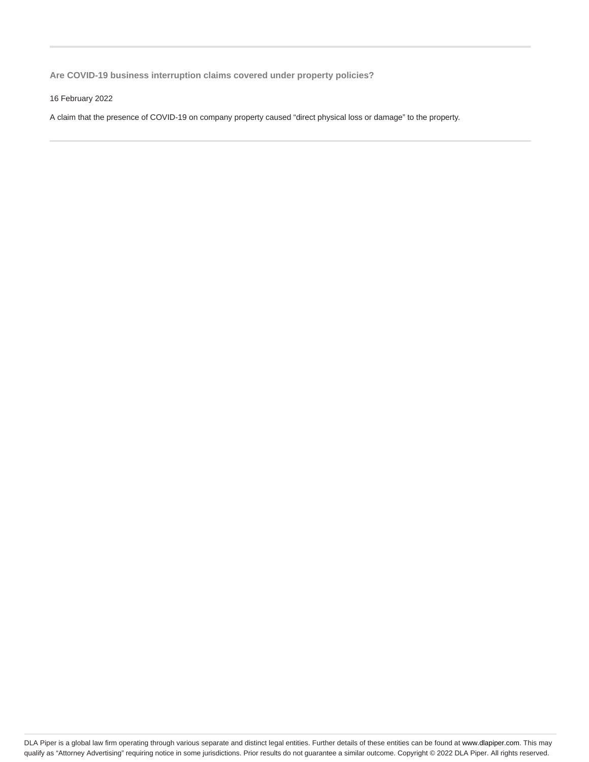**Are COVID-19 business interruption claims covered under property policies?**

16 February 2022

A claim that the presence of COVID-19 on company property caused “direct physical loss or damage” to the property.

DLA Piper is a global law firm operating through various separate and distinct legal entities. Further details of these entities can be found at www.dlapiper.com. This may qualify as “Attorney Advertising” requiring notice in some jurisdictions. Prior results do not guarantee a similar outcome. Copyright © 2022 DLA Piper. All rights reserved.